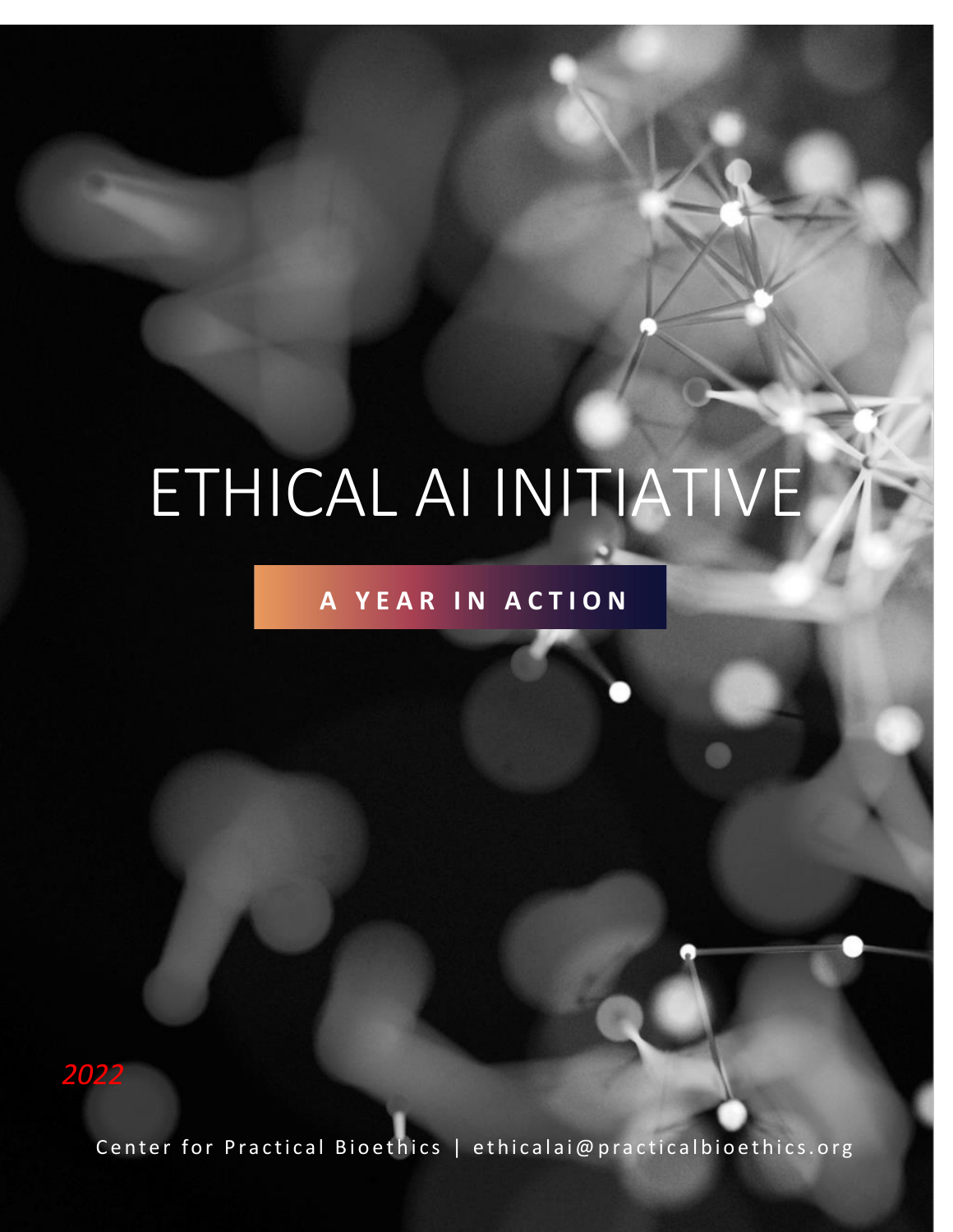# ETHICAL AI INITIATIVE

**A YEAR IN ACTION**

*2022*

Center for Practical Bioethics | ethicalai@practicalbioethics.org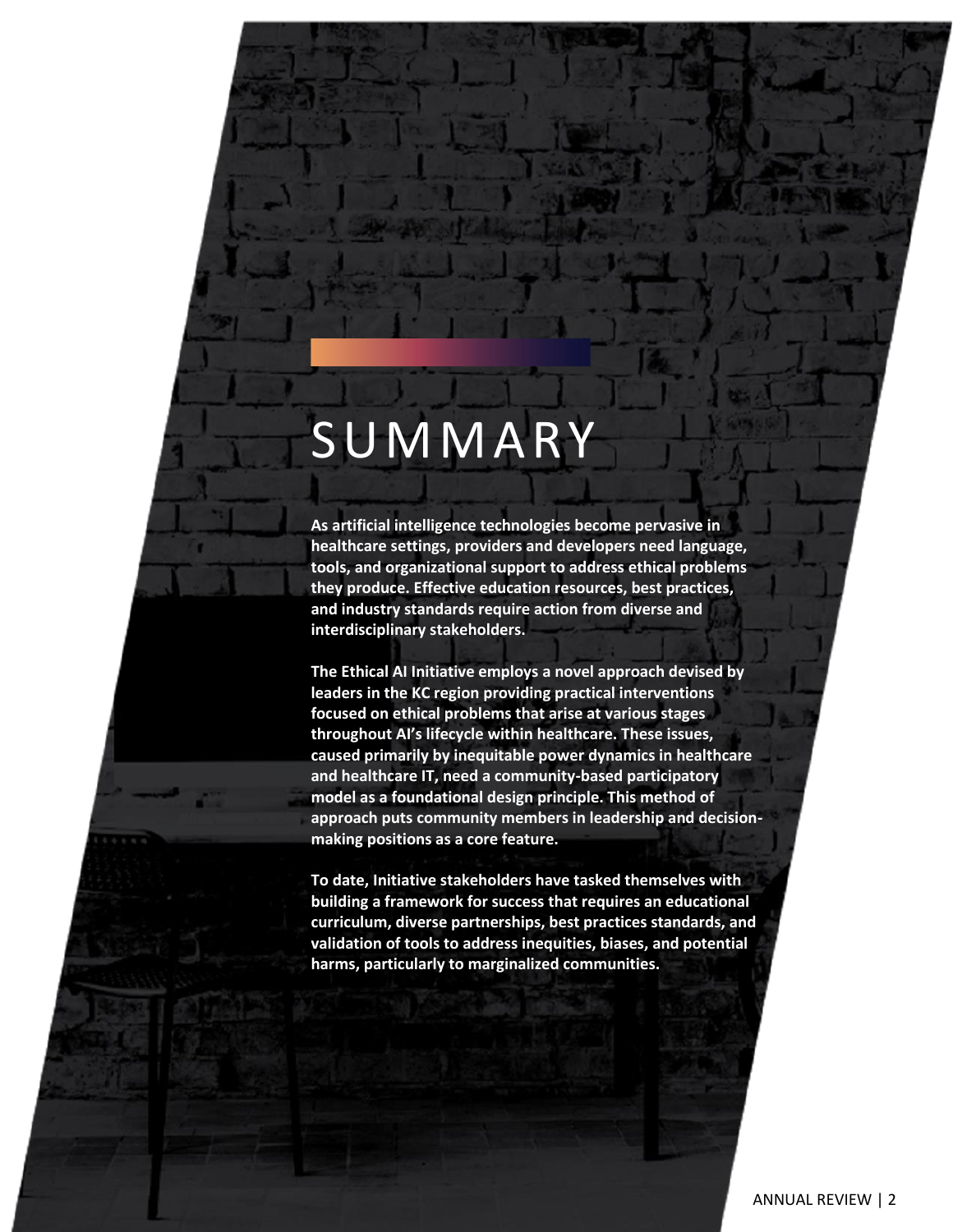# SUMMARY

**As artificial intelligence technologies become pervasive in healthcare settings, providers and developers need language, tools, and organizational support to address ethical problems they produce. Effective education resources, best practices, and industry standards require action from diverse and interdisciplinary stakeholders.**

**The Ethical AI Initiative employs a novel approach devised by leaders in the KC region providing practical interventions focused on ethical problems that arise at various stages throughout AI's lifecycle within healthcare. These issues, caused primarily by inequitable power dynamics in healthcare and healthcare IT, need a community-based participatory model as a foundational design principle. This method of approach puts community members in leadership and decision-making positions as a core feature.**

**To date, Initiative stakeholders have tasked themselves with building a framework for success that requires an educational curriculum, diverse partnerships, best practices standards, and validation of tools to address inequities, biases, and potential harms, particularly to marginalized communities.**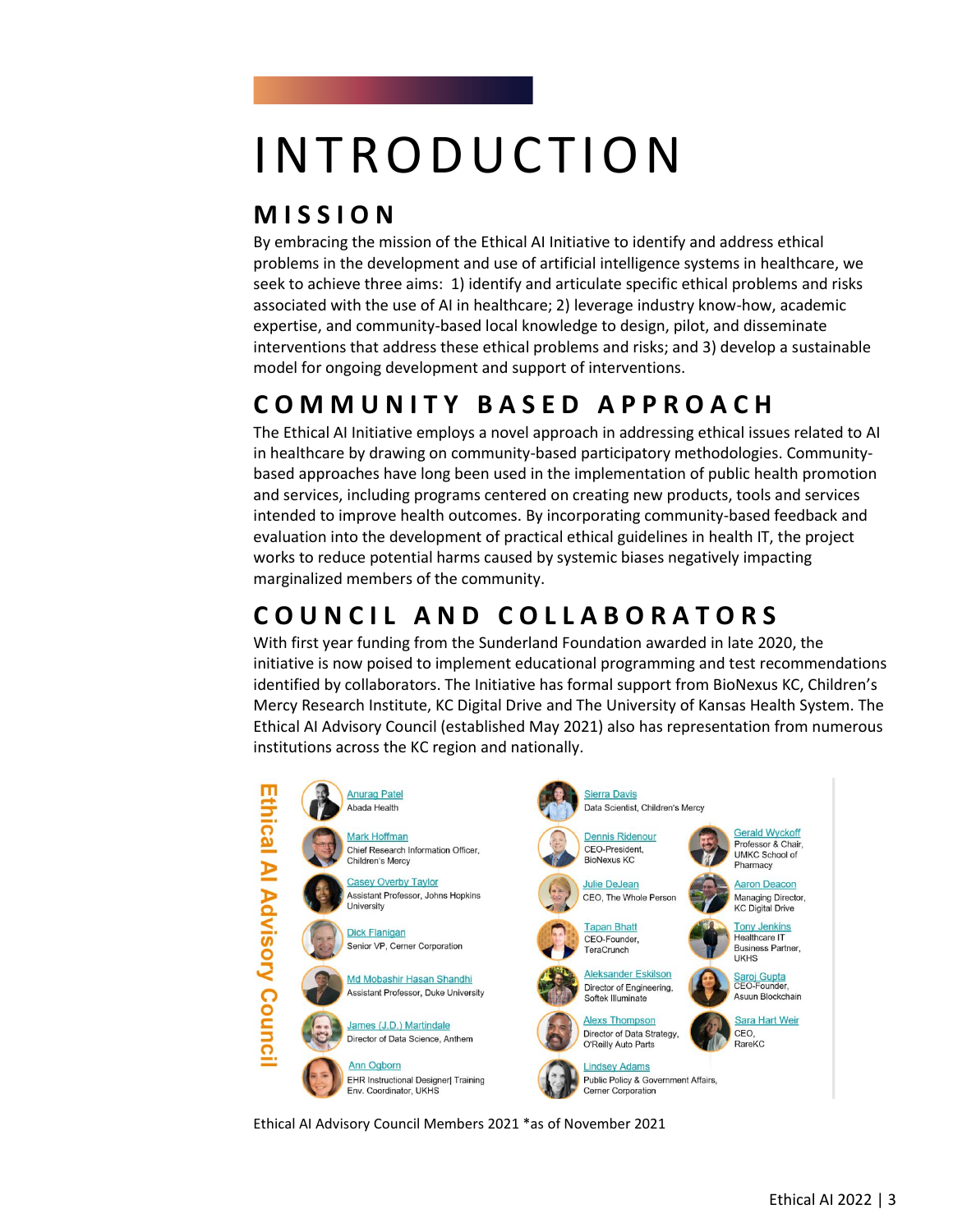# INTRODUCTION

## MISSION

By embracing the mission of the Ethical AI Initiative to identify and address ethical problems in the development and use of artificial intelligence systems in healthcare, we seek to achieve three aims: 1) identify and articulate specific ethical problems and risks associated with the use of AI in healthcare; 2) leverage industry know-how, academic expertise, and community-based local knowledge to design, pilot, and disseminate interventions that address these ethical problems and risks; and 3) develop a sustainable model for ongoing development and support of interventions.

## COMMUNITY BASED APPROACH

The Ethical AI Initiative employs a novel approach in addressing ethical issues related to AI in healthcare by drawing on community-based participatory methodologies. Community-based approaches have long been used in the implementation of public health promotion and services, including programs centered on creating new products, tools and services intended to improve health outcomes. By incorporating community-based feedback and evaluation into the development of practical ethical guidelines in health IT, the project works to reduce potential harms caused by systemic biases negatively impacting marginalized members of the community.

## COUNCIL AND COLLABORATORS

With first year funding from the Sunderland Foundation awarded in late 2020, the initiative is now poised to implement educational programming and test recommendations identified by collaborators. The Initiative has formal support from BioNexus KC, Children's Mercy Research Institute, KC Digital Drive and The University of Kansas Health System. The Ethical AI Advisory Council (established May 2021) also has representation from numerous institutions across the KC region and nationally.

**Ethical AI Advisory Council**

- Anurag Patel — Abada Health
- Mark Hoffman — Chief Research Information Officer, Children's Mercy
- Casey Overby Taylor — Assistant Professor, Johns Hopkins University
- Dick Flanigan — Senior VP, Cerner Corporation
- Md Mobashir Hasan Shandhi — Assistant Professor, Duke University
- James (J.D.) Martindale — Director of Data Science, Anthem
- Ann Ogborn — EHR Instructional Designer| Training Env. Coordinator, UKHS
- Sierra Davis — Data Scientist, Children's Mercy
- Dennis Ridenour — CEO-President, BioNexus KC
- Julie DeJean — CEO, The Whole Person
- Tapan Bhatt — CEO-Founder, TeraCrunch
- Aleksander Eskilson — Director of Engineering, Softek Illuminate
- Alexs Thompson — Director of Data Strategy, O'Reilly Auto Parts
- Lindsey Adams — Public Policy & Government Affairs, Cerner Corporation
- Gerald Wyckoff — Professor & Chair, UMKC School of Pharmacy
- Aaron Deacon — Managing Director, KC Digital Drive
- Tony Jenkins — Healthcare IT Business Partner, UKHS
- Saroj Gupta — CEO-Founder, Asuun Blockchain
- Sara Hart Weir — CEO, RareKC

Ethical AI Advisory Council Members 2021 *as of November 2021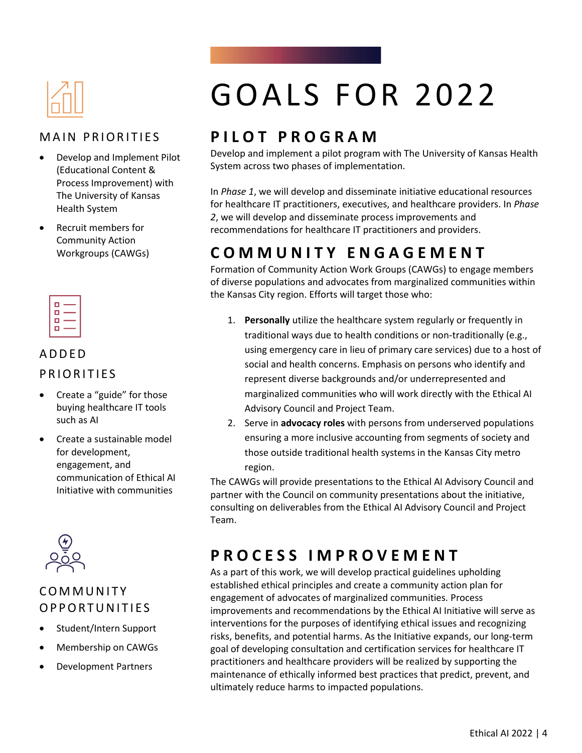# GOALS FOR 2022

## MAIN PRIORITIES

- Develop and Implement Pilot (Educational Content & Process Improvement) with The University of Kansas Health System
- Recruit members for Community Action Workgroups (CAWGs)

## ADDED PRIORITIES

- Create a "guide" for those buying healthcare IT tools such as AI
- Create a sustainable model for development, engagement, and communication of Ethical AI Initiative with communities

## COMMUNITY OPPORTUNITIES

- Student/Intern Support
- Membership on CAWGs
- Development Partners

## PILOT PROGRAM

Develop and implement a pilot program with The University of Kansas Health System across two phases of implementation.

In *Phase 1*, we will develop and disseminate initiative educational resources for healthcare IT practitioners, executives, and healthcare providers. In *Phase 2*, we will develop and disseminate process improvements and recommendations for healthcare IT practitioners and providers.

## COMMUNITY ENGAGEMENT

Formation of Community Action Work Groups (CAWGs) to engage members of diverse populations and advocates from marginalized communities within the Kansas City region. Efforts will target those who:

1. **Personally** utilize the healthcare system regularly or frequently in traditional ways due to health conditions or non-traditionally (e.g., using emergency care in lieu of primary care services) due to a host of social and health concerns. Emphasis on persons who identify and represent diverse backgrounds and/or underrepresented and marginalized communities who will work directly with the Ethical AI Advisory Council and Project Team.
2. Serve in **advocacy roles** with persons from underserved populations ensuring a more inclusive accounting from segments of society and those outside traditional health systems in the Kansas City metro region.

The CAWGs will provide presentations to the Ethical AI Advisory Council and partner with the Council on community presentations about the initiative, consulting on deliverables from the Ethical AI Advisory Council and Project Team.

## PROCESS IMPROVEMENT

As a part of this work, we will develop practical guidelines upholding established ethical principles and create a community action plan for engagement of advocates of marginalized communities. Process improvements and recommendations by the Ethical AI Initiative will serve as interventions for the purposes of identifying ethical issues and recognizing risks, benefits, and potential harms. As the Initiative expands, our long-term goal of developing consultation and certification services for healthcare IT practitioners and healthcare providers will be realized by supporting the maintenance of ethically informed best practices that predict, prevent, and ultimately reduce harms to impacted populations.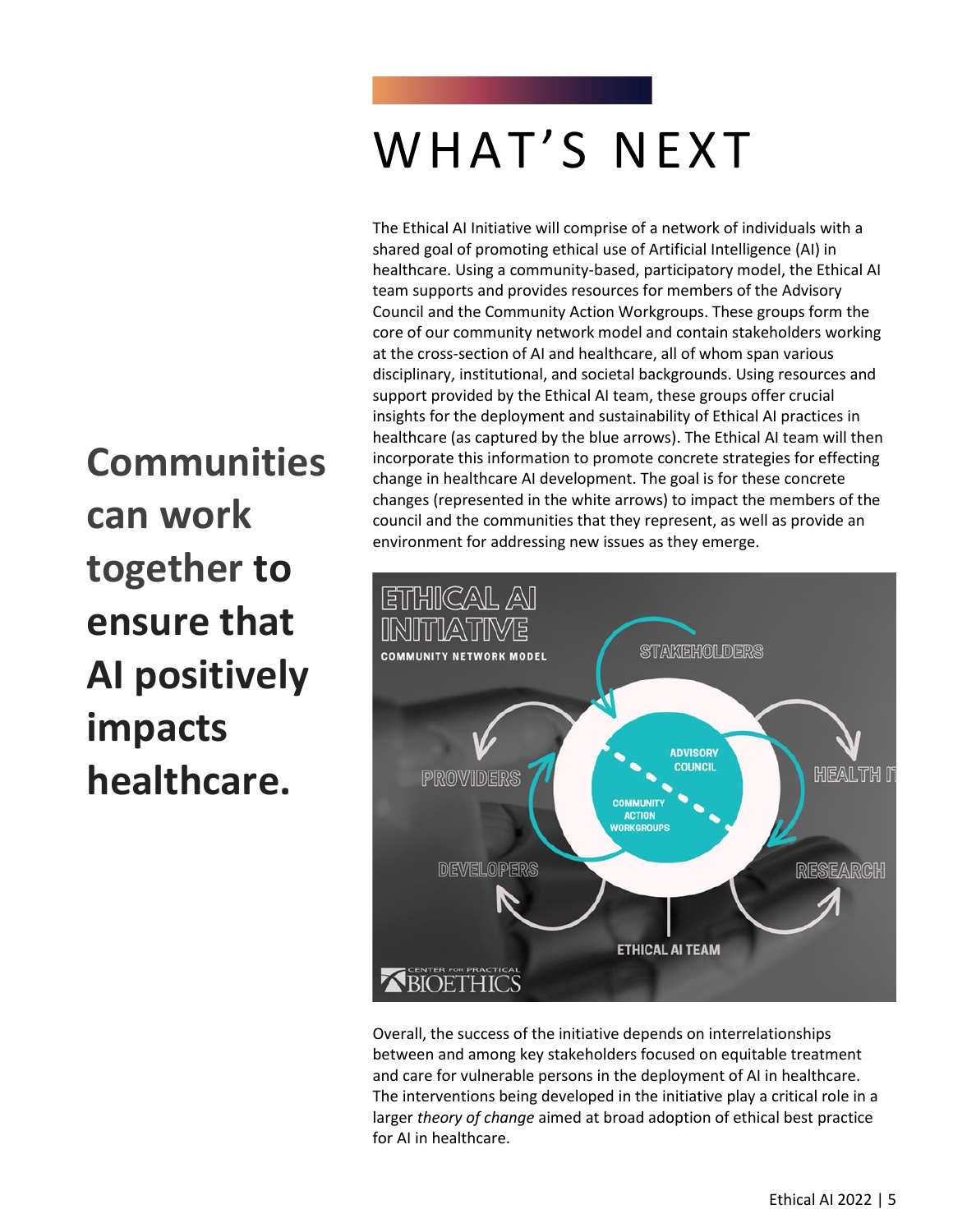# WHAT'S NEXT

**Communities can work together to ensure that AI positively impacts healthcare.**

The Ethical AI Initiative will comprise of a network of individuals with a shared goal of promoting ethical use of Artificial Intelligence (AI) in healthcare. Using a community-based, participatory model, the Ethical AI team supports and provides resources for members of the Advisory Council and the Community Action Workgroups. These groups form the core of our community network model and contain stakeholders working at the cross-section of AI and healthcare, all of whom span various disciplinary, institutional, and societal backgrounds. Using resources and support provided by the Ethical AI team, these groups offer crucial insights for the deployment and sustainability of Ethical AI practices in healthcare (as captured by the blue arrows). The Ethical AI team will then incorporate this information to promote concrete strategies for effecting change in healthcare AI development. The goal is for these concrete changes (represented in the white arrows) to impact the members of the council and the communities that they represent, as well as provide an environment for addressing new issues as they emerge.

ETHICAL AI INITIATIVE

COMMUNITY NETWORK MODEL

STAKEHOLDERS

PROVIDERS

HEALTH IT

DEVELOPERS

RESEARCH

ADVISORY COUNCIL

COMMUNITY ACTION WORKGROUPS

ETHICAL AI TEAM

CENTER FOR PRACTICAL BIOETHICS

Overall, the success of the initiative depends on interrelationships between and among key stakeholders focused on equitable treatment and care for vulnerable persons in the deployment of AI in healthcare. The interventions being developed in the initiative play a critical role in a larger *theory of change* aimed at broad adoption of ethical best practice for AI in healthcare.